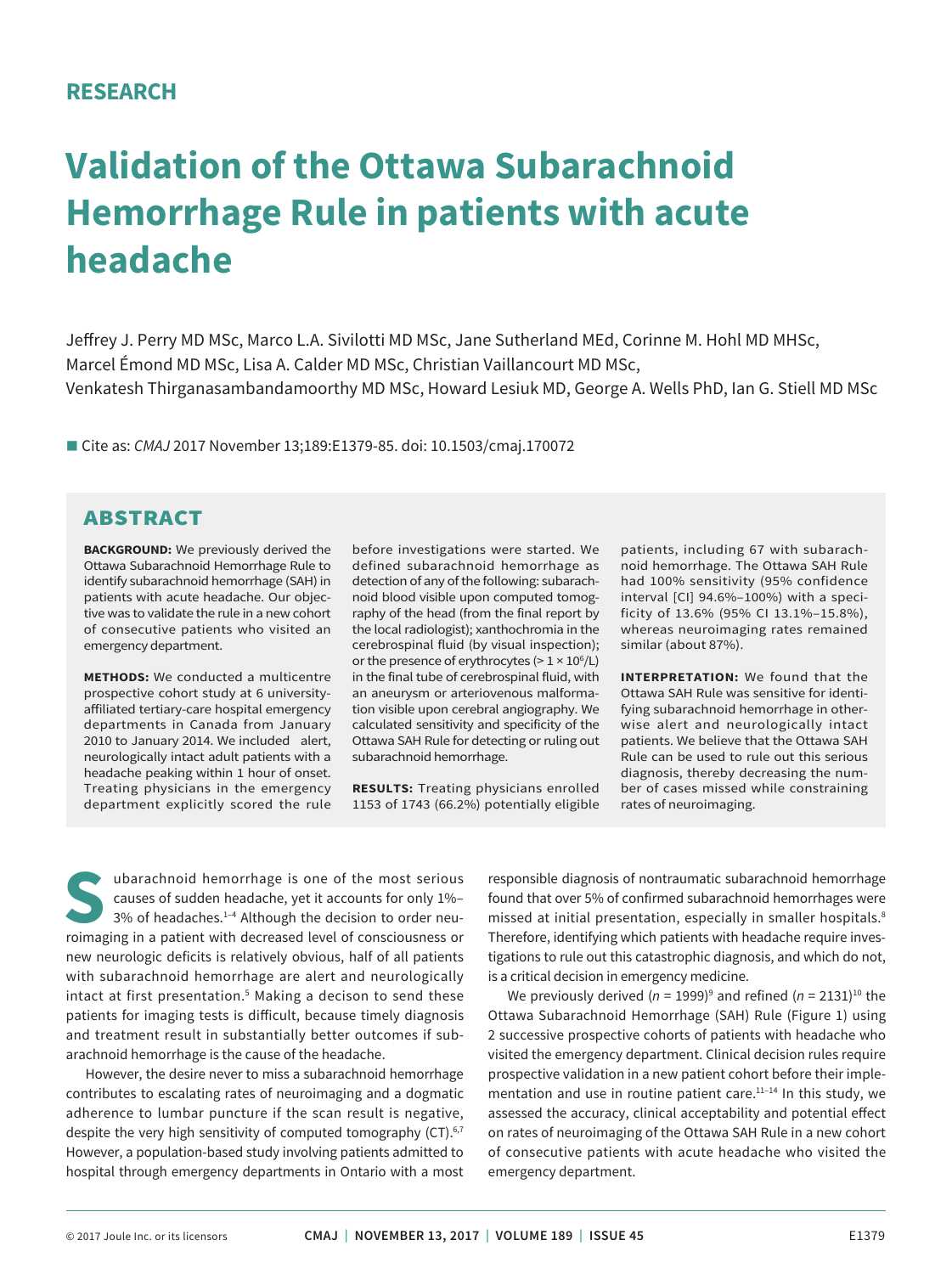RESEARCH

# Validation of the Ottawa Subarachnoid Hemorrhage Rule in patients with acute headache

Jeffrey J. Perry MD MSc, Marco L.A. Sivilotti MD MSc, Jane Sutherland MEd, Corinne M. Hohl MD MHSc, Marcel Émond MD MSc, Lisa A. Calder MD MSc, Christian Vaillancourt MD MSc, Venkatesh Thiruganasambandamoorthy MD MSc, Howard Lesiuk MD, George A. Wells PhD, Ian G. Stiell MD MSc

■ Cite as: *CMAJ* 2017 November 13;189:E1379-85. doi: 10.1503/cmaj.170072

## ABSTRACT

**BACKGROUND:** We previously derived the Ottawa Subarachnoid Hemorrhage Rule to identify subarachnoid hemorrhage (SAH) in patients with acute headache. Our objective was to validate the rule in a new cohort of consecutive patients who visited an emergency department.

**METHODS:** We conducted a multicentre prospective cohort study at 6 university-affiliated tertiary-care hospital emergency departments in Canada from January 2010 to January 2014. We included alert, neurologically intact adult patients with a headache peaking within 1 hour of onset. Treating physicians in the emergency department explicitly scored the rule before investigations were started. We defined subarachnoid hemorrhage as detection of any of the following: subarachnoid blood visible upon computed tomography of the head (from the final report by the local radiologist); xanthochromia in the cerebrospinal fluid (by visual inspection); or the presence of erythrocytes (> $1 \times 10^6$/L) in the final tube of cerebrospinal fluid, with an aneurysm or arteriovenous malformation visible upon cerebral angiography. We calculated sensitivity and specificity of the Ottawa SAH Rule for detecting or ruling out subarachnoid hemorrhage.

**RESULTS:** Treating physicians enrolled 1153 of 1743 (66.2%) potentially eligible patients, including 67 with subarachnoid hemorrhage. The Ottawa SAH Rule had 100% sensitivity (95% confidence interval [CI] 94.6%–100%) with a specificity of 13.6% (95% CI 13.1%–15.8%), whereas neuroimaging rates remained similar (about 87%).

**INTERPRETATION:** We found that the Ottawa SAH Rule was sensitive for identifying subarachnoid hemorrhage in otherwise alert and neurologically intact patients. We believe that the Ottawa SAH Rule can be used to rule out this serious diagnosis, thereby decreasing the number of cases missed while constraining rates of neuroimaging.

Subarachnoid hemorrhage is one of the most serious causes of sudden headache, yet it accounts for only 1%–3% of headaches.[1–4] Although the decision to order neuroimaging in a patient with decreased level of consciousness or new neurologic deficits is relatively obvious, half of all patients with subarachnoid hemorrhage are alert and neurologically intact at first presentation.[5] Making a decison to send these patients for imaging tests is difficult, because timely diagnosis and treatment result in substantially better outcomes if subarachnoid hemorrhage is the cause of the headache.

However, the desire never to miss a subarachnoid hemorrhage contributes to escalating rates of neuroimaging and a dogmatic adherence to lumbar puncture if the scan result is negative, despite the very high sensitivity of computed tomography (CT).[6,7] However, a population-based study involving patients admitted to hospital through emergency departments in Ontario with a most responsible diagnosis of nontraumatic subarachnoid hemorrhage found that over 5% of confirmed subarachnoid hemorrhages were missed at initial presentation, especially in smaller hospitals.[8] Therefore, identifying which patients with headache require investigations to rule out this catastrophic diagnosis, and which do not, is a critical decision in emergency medicine.

We previously derived ($n$ = 1999)[9] and refined ($n$ = 2131)[10] the Ottawa Subarachnoid Hemorrhage (SAH) Rule (Figure 1) using 2 successive prospective cohorts of patients with headache who visited the emergency department. Clinical decision rules require prospective validation in a new patient cohort before their implementation and use in routine patient care.[11–14] In this study, we assessed the accuracy, clinical acceptability and potential effect on rates of neuroimaging of the Ottawa SAH Rule in a new cohort of consecutive patients with acute headache who visited the emergency department.

© 2017 Joule Inc. or its licensors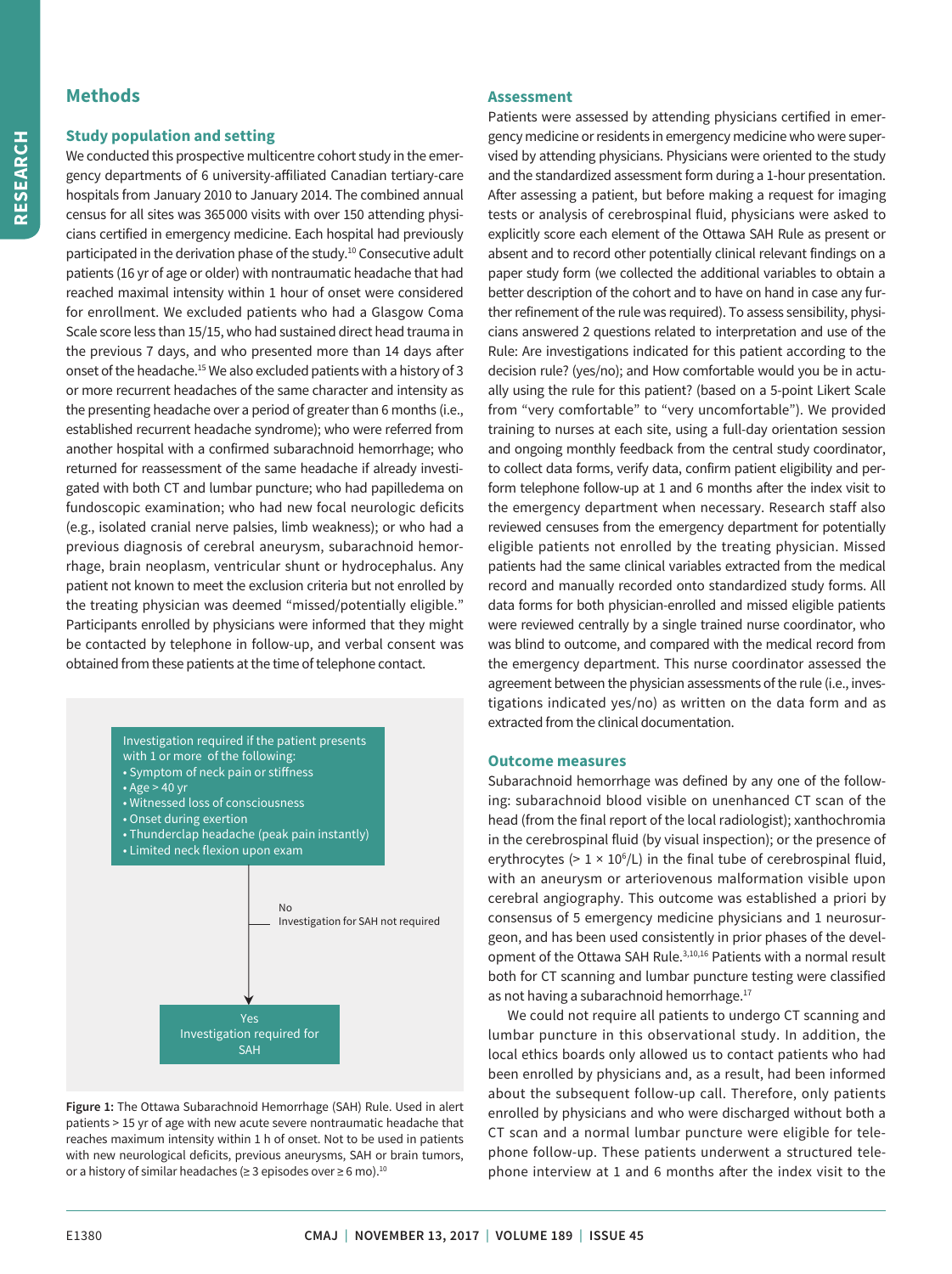## Methods

### Study population and setting

We conducted this prospective multicentre cohort study in the emergency departments of 6 university-affiliated Canadian tertiary-care hospitals from January 2010 to January 2014. The combined annual census for all sites was 365 000 visits with over 150 attending physicians certified in emergency medicine. Each hospital had previously participated in the derivation phase of the study.[10] Consecutive adult patients (16 yr of age or older) with nontraumatic headache that had reached maximal intensity within 1 hour of onset were considered for enrollment. We excluded patients who had a Glasgow Coma Scale score less than 15/15, who had sustained direct head trauma in the previous 7 days, and who presented more than 14 days after onset of the headache.[15] We also excluded patients with a history of 3 or more recurrent headaches of the same character and intensity as the presenting headache over a period of greater than 6 months (i.e., established recurrent headache syndrome); who were referred from another hospital with a confirmed subarachnoid hemorrhage; who returned for reassessment of the same headache if already investigated with both CT and lumbar puncture; who had papilledema on fundoscopic examination; who had new focal neurologic deficits (e.g., isolated cranial nerve palsies, limb weakness); or who had a previous diagnosis of cerebral aneurysm, subarachnoid hemorrhage, brain neoplasm, ventricular shunt or hydrocephalus. Any patient not known to meet the exclusion criteria but not enrolled by the treating physician was deemed "missed/potentially eligible." Participants enrolled by physicians were informed that they might be contacted by telephone in follow-up, and verbal consent was obtained from these patients at the time of telephone contact.

Investigation required if the patient presents with 1 or more of the following:
- Symptom of neck pain or stiffness
- Age > 40 yr
- Witnessed loss of consciousness
- Onset during exertion
- Thunderclap headache (peak pain instantly)
- Limited neck flexion upon exam

No
Investigation for SAH not required

Yes
Investigation required for SAH

**Figure 1:** The Ottawa Subarachnoid Hemorrhage (SAH) Rule. Used in alert patients > 15 yr of age with new acute severe nontraumatic headache that reaches maximum intensity within 1 h of onset. Not to be used in patients with new neurological deficits, previous aneurysms, SAH or brain tumors, or a history of similar headaches (≥ 3 episodes over ≥ 6 mo).[10]

### Assessment

Patients were assessed by attending physicians certified in emergency medicine or residents in emergency medicine who were supervised by attending physicians. Physicians were oriented to the study and the standardized assessment form during a 1-hour presentation. After assessing a patient, but before making a request for imaging tests or analysis of cerebrospinal fluid, physicians were asked to explicitly score each element of the Ottawa SAH Rule as present or absent and to record other potentially clinical relevant findings on a paper study form (we collected the additional variables to obtain a better description of the cohort and to have on hand in case any further refinement of the rule was required). To assess sensibility, physicians answered 2 questions related to interpretation and use of the Rule: Are investigations indicated for this patient according to the decision rule? (yes/no); and How comfortable would you be in actually using the rule for this patient? (based on a 5-point Likert Scale from "very comfortable" to "very uncomfortable"). We provided training to nurses at each site, using a full-day orientation session and ongoing monthly feedback from the central study coordinator, to collect data forms, verify data, confirm patient eligibility and perform telephone follow-up at 1 and 6 months after the index visit to the emergency department when necessary. Research staff also reviewed censuses from the emergency department for potentially eligible patients not enrolled by the treating physician. Missed patients had the same clinical variables extracted from the medical record and manually recorded onto standardized study forms. All data forms for both physician-enrolled and missed eligible patients were reviewed centrally by a single trained nurse coordinator, who was blind to outcome, and compared with the medical record from the emergency department. This nurse coordinator assessed the agreement between the physician assessments of the rule (i.e., investigations indicated yes/no) as written on the data form and as extracted from the clinical documentation.

### Outcome measures

Subarachnoid hemorrhage was defined by any one of the following: subarachnoid blood visible on unenhanced CT scan of the head (from the final report of the local radiologist); xanthochromia in the cerebrospinal fluid (by visual inspection); or the presence of erythrocytes ($> 1 \times 10^6$/L) in the final tube of cerebrospinal fluid, with an aneurysm or arteriovenous malformation visible upon cerebral angiography. This outcome was established a priori by consensus of 5 emergency medicine physicians and 1 neurosurgeon, and has been used consistently in prior phases of the development of the Ottawa SAH Rule.[3,10,16] Patients with a normal result both for CT scanning and lumbar puncture testing were classified as not having a subarachnoid hemorrhage.[17]

We could not require all patients to undergo CT scanning and lumbar puncture in this observational study. In addition, the local ethics boards only allowed us to contact patients who had been enrolled by physicians and, as a result, had been informed about the subsequent follow-up call. Therefore, only patients enrolled by physicians and who were discharged without both a CT scan and a normal lumbar puncture were eligible for telephone follow-up. These patients underwent a structured telephone interview at 1 and 6 months after the index visit to the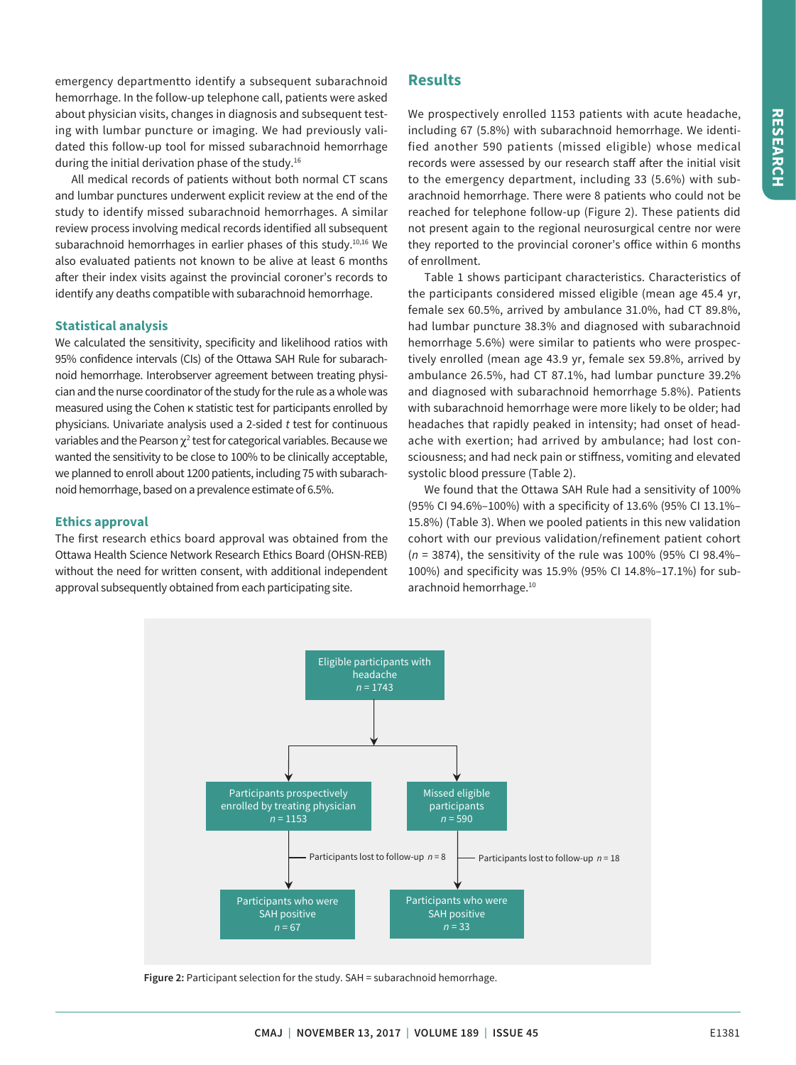emergency departmentto identify a subsequent subarachnoid hemorrhage. In the follow-up telephone call, patients were asked about physician visits, changes in diagnosis and subsequent testing with lumbar puncture or imaging. We had previously validated this follow-up tool for missed subarachnoid hemorrhage during the initial derivation phase of the study.[16]

All medical records of patients without both normal CT scans and lumbar punctures underwent explicit review at the end of the study to identify missed subarachnoid hemorrhages. A similar review process involving medical records identified all subsequent subarachnoid hemorrhages in earlier phases of this study.[10,16] We also evaluated patients not known to be alive at least 6 months after their index visits against the provincial coroner's records to identify any deaths compatible with subarachnoid hemorrhage.

### Statistical analysis

We calculated the sensitivity, specificity and likelihood ratios with 95% confidence intervals (CIs) of the Ottawa SAH Rule for subarachnoid hemorrhage. Interobserver agreement between treating physician and the nurse coordinator of the study for the rule as a whole was measured using the Cohen κ statistic test for participants enrolled by physicians. Univariate analysis used a 2-sided *t* test for continuous variables and the Pearson $\chi^2$ test for categorical variables. Because we wanted the sensitivity to be close to 100% to be clinically acceptable, we planned to enroll about 1200 patients, including 75 with subarachnoid hemorrhage, based on a prevalence estimate of 6.5%.

### Ethics approval

The first research ethics board approval was obtained from the Ottawa Health Science Network Research Ethics Board (OHSN-REB) without the need for written consent, with additional independent approval subsequently obtained from each participating site.

## Results

We prospectively enrolled 1153 patients with acute headache, including 67 (5.8%) with subarachnoid hemorrhage. We identified another 590 patients (missed eligible) whose medical records were assessed by our research staff after the initial visit to the emergency department, including 33 (5.6%) with subarachnoid hemorrhage. There were 8 patients who could not be reached for telephone follow-up (Figure 2). These patients did not present again to the regional neurosurgical centre nor were they reported to the provincial coroner's office within 6 months of enrollment.

Table 1 shows participant characteristics. Characteristics of the participants considered missed eligible (mean age 45.4 yr, female sex 60.5%, arrived by ambulance 31.0%, had CT 89.8%, had lumbar puncture 38.3% and diagnosed with subarachnoid hemorrhage 5.6%) were similar to patients who were prospectively enrolled (mean age 43.9 yr, female sex 59.8%, arrived by ambulance 26.5%, had CT 87.1%, had lumbar puncture 39.2% and diagnosed with subarachnoid hemorrhage 5.8%). Patients with subarachnoid hemorrhage were more likely to be older; had headaches that rapidly peaked in intensity; had onset of headache with exertion; had arrived by ambulance; had lost consciousness; and had neck pain or stiffness, vomiting and elevated systolic blood pressure (Table 2).

We found that the Ottawa SAH Rule had a sensitivity of 100% (95% CI 94.6%–100%) with a specificity of 13.6% (95% CI 13.1%–15.8%) (Table 3). When we pooled patients in this new validation cohort with our previous validation/refinement patient cohort (*n* = 3874), the sensitivity of the rule was 100% (95% CI 98.4%–100%) and specificity was 15.9% (95% CI 14.8%–17.1%) for subarachnoid hemorrhage.[10]

Eligible participants with headache *n* = 1743

- Participants prospectively enrolled by treating physician *n* = 1153
  - Participants lost to follow-up *n* = 8
  - Participants who were SAH positive *n* = 67
- Missed eligible participants *n* = 590
  - Participants lost to follow-up *n* = 18
  - Participants who were SAH positive *n* = 33

**Figure 2:** Participant selection for the study. SAH = subarachnoid hemorrhage.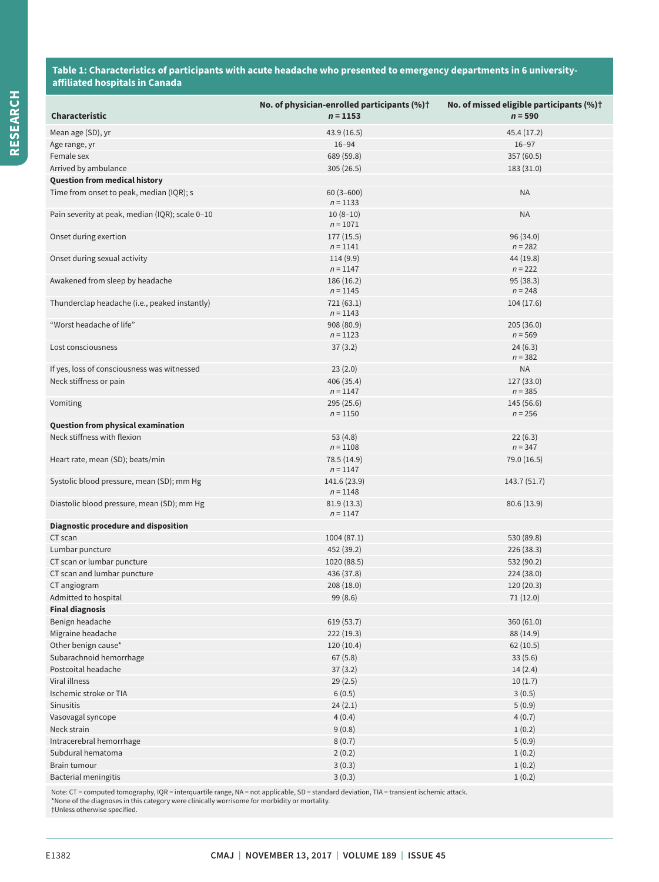**Table 1: Characteristics of participants with acute headache who presented to emergency departments in 6 university-affiliated hospitals in Canada**

| Characteristic | No. of physician-enrolled participants (%)† n = 1153 | No. of missed eligible participants (%)† n = 590 |
|---|---|---|
| Mean age (SD), yr | 43.9 (16.5) | 45.4 (17.2) |
| Age range, yr | 16–94 | 16–97 |
| Female sex | 689 (59.8) | 357 (60.5) |
| Arrived by ambulance | 305 (26.5) | 183 (31.0) |
| **Question from medical history** | | |
| Time from onset to peak, median (IQR); s | 60 (3–600) n = 1133 | NA |
| Pain severity at peak, median (IQR); scale 0–10 | 10 (8–10) n = 1071 | NA |
| Onset during exertion | 177 (15.5) n = 1141 | 96 (34.0) n = 282 |
| Onset during sexual activity | 114 (9.9) n = 1147 | 44 (19.8) n = 222 |
| Awakened from sleep by headache | 186 (16.2) n = 1145 | 95 (38.3) n = 248 |
| Thunderclap headache (i.e., peaked instantly) | 721 (63.1) n = 1143 | 104 (17.6) |
| "Worst headache of life" | 908 (80.9) n = 1123 | 205 (36.0) n = 569 |
| Lost consciousness | 37 (3.2) | 24 (6.3) n = 382 |
| If yes, loss of consciousness was witnessed | 23 (2.0) | NA |
| Neck stiffness or pain | 406 (35.4) n = 1147 | 127 (33.0) n = 385 |
| Vomiting | 295 (25.6) n = 1150 | 145 (56.6) n = 256 |
| **Question from physical examination** | | |
| Neck stiffness with flexion | 53 (4.8) n = 1108 | 22 (6.3) n = 347 |
| Heart rate, mean (SD); beats/min | 78.5 (14.9) n = 1147 | 79.0 (16.5) |
| Systolic blood pressure, mean (SD); mm Hg | 141.6 (23.9) n = 1148 | 143.7 (51.7) |
| Diastolic blood pressure, mean (SD); mm Hg | 81.9 (13.3) n = 1147 | 80.6 (13.9) |
| **Diagnostic procedure and disposition** | | |
| CT scan | 1004 (87.1) | 530 (89.8) |
| Lumbar puncture | 452 (39.2) | 226 (38.3) |
| CT scan or lumbar puncture | 1020 (88.5) | 532 (90.2) |
| CT scan and lumbar puncture | 436 (37.8) | 224 (38.0) |
| CT angiogram | 208 (18.0) | 120 (20.3) |
| Admitted to hospital | 99 (8.6) | 71 (12.0) |
| **Final diagnosis** | | |
| Benign headache | 619 (53.7) | 360 (61.0) |
| Migraine headache | 222 (19.3) | 88 (14.9) |
| Other benign cause* | 120 (10.4) | 62 (10.5) |
| Subarachnoid hemorrhage | 67 (5.8) | 33 (5.6) |
| Postcoital headache | 37 (3.2) | 14 (2.4) |
| Viral illness | 29 (2.5) | 10 (1.7) |
| Ischemic stroke or TIA | 6 (0.5) | 3 (0.5) |
| Sinusitis | 24 (2.1) | 5 (0.9) |
| Vasovagal syncope | 4 (0.4) | 4 (0.7) |
| Neck strain | 9 (0.8) | 1 (0.2) |
| Intracerebral hemorrhage | 8 (0.7) | 5 (0.9) |
| Subdural hematoma | 2 (0.2) | 1 (0.2) |
| Brain tumour | 3 (0.3) | 1 (0.2) |
| Bacterial meningitis | 3 (0.3) | 1 (0.2) |

Note: CT = computed tomography, IQR = interquartile range, NA = not applicable, SD = standard deviation, TIA = transient ischemic attack.
*None of the diagnoses in this category were clinically worrisome for morbidity or mortality.
†Unless otherwise specified.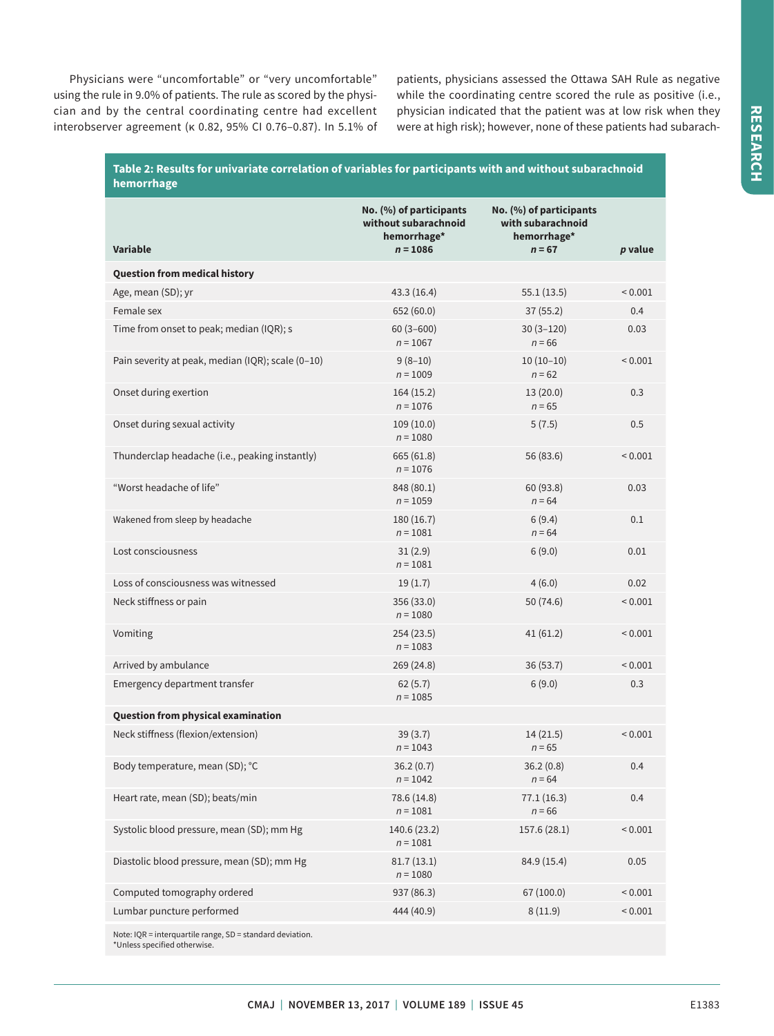Physicians were "uncomfortable" or "very uncomfortable" using the rule in 9.0% of patients. The rule as scored by the physician and by the central coordinating centre had excellent interobserver agreement (κ 0.82, 95% CI 0.76–0.87). In 5.1% of patients, physicians assessed the Ottawa SAH Rule as negative while the coordinating centre scored the rule as positive (i.e., physician indicated that the patient was at low risk when they were at high risk); however, none of these patients had subarach-

**Table 2: Results for univariate correlation of variables for participants with and without subarachnoid hemorrhage**

| Variable | No. (%) of participants without subarachnoid hemorrhage* $n = 1086$ | No. (%) of participants with subarachnoid hemorrhage* $n = 67$ | *p* value |
|---|---|---|---|
| **Question from medical history** | | | |
| Age, mean (SD); yr | 43.3 (16.4) | 55.1 (13.5) | < 0.001 |
| Female sex | 652 (60.0) | 37 (55.2) | 0.4 |
| Time from onset to peak; median (IQR); s | 60 (3–600) $n = 1067$ | 30 (3–120) $n = 66$ | 0.03 |
| Pain severity at peak, median (IQR); scale (0–10) | 9 (8–10) $n = 1009$ | 10 (10–10) $n = 62$ | < 0.001 |
| Onset during exertion | 164 (15.2) $n = 1076$ | 13 (20.0) $n = 65$ | 0.3 |
| Onset during sexual activity | 109 (10.0) $n = 1080$ | 5 (7.5) | 0.5 |
| Thunderclap headache (i.e., peaking instantly) | 665 (61.8) $n = 1076$ | 56 (83.6) | < 0.001 |
| "Worst headache of life" | 848 (80.1) $n = 1059$ | 60 (93.8) $n = 64$ | 0.03 |
| Wakened from sleep by headache | 180 (16.7) $n = 1081$ | 6 (9.4) $n = 64$ | 0.1 |
| Lost consciousness | 31 (2.9) $n = 1081$ | 6 (9.0) | 0.01 |
| Loss of consciousness was witnessed | 19 (1.7) | 4 (6.0) | 0.02 |
| Neck stiffness or pain | 356 (33.0) $n = 1080$ | 50 (74.6) | < 0.001 |
| Vomiting | 254 (23.5) $n = 1083$ | 41 (61.2) | < 0.001 |
| Arrived by ambulance | 269 (24.8) | 36 (53.7) | < 0.001 |
| Emergency department transfer | 62 (5.7) $n = 1085$ | 6 (9.0) | 0.3 |
| **Question from physical examination** | | | |
| Neck stiffness (flexion/extension) | 39 (3.7) $n = 1043$ | 14 (21.5) $n = 65$ | < 0.001 |
| Body temperature, mean (SD); °C | 36.2 (0.7) $n = 1042$ | 36.2 (0.8) $n = 64$ | 0.4 |
| Heart rate, mean (SD); beats/min | 78.6 (14.8) $n = 1081$ | 77.1 (16.3) $n = 66$ | 0.4 |
| Systolic blood pressure, mean (SD); mm Hg | 140.6 (23.2) $n = 1081$ | 157.6 (28.1) | < 0.001 |
| Diastolic blood pressure, mean (SD); mm Hg | 81.7 (13.1) $n = 1080$ | 84.9 (15.4) | 0.05 |
| Computed tomography ordered | 937 (86.3) | 67 (100.0) | < 0.001 |
| Lumbar puncture performed | 444 (40.9) | 8 (11.9) | < 0.001 |

Note: IQR = interquartile range, SD = standard deviation.
*Unless specified otherwise.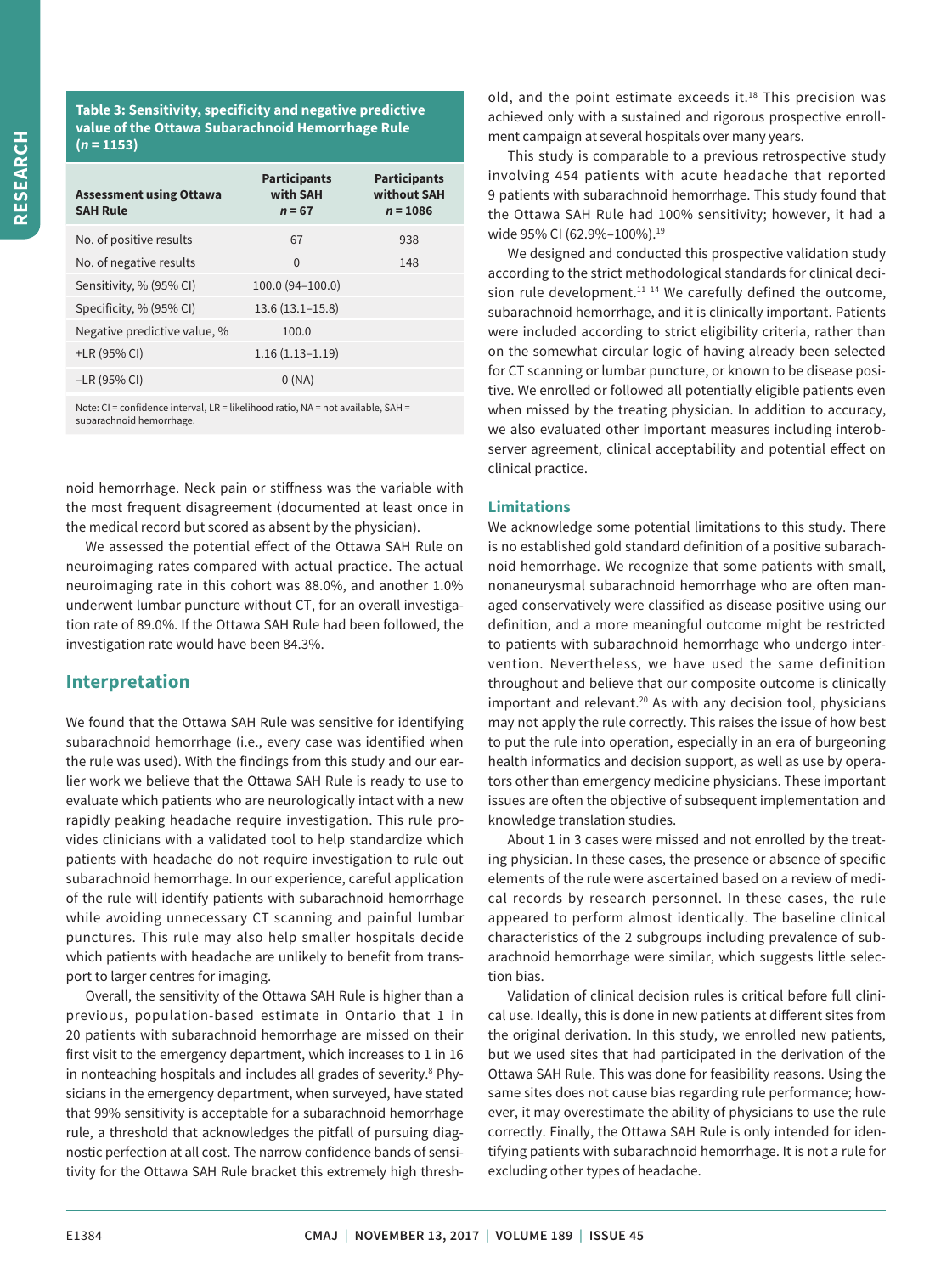**Table 3: Sensitivity, specificity and negative predictive value of the Ottawa Subarachnoid Hemorrhage Rule (*n* = 1153)**

| Assessment using Ottawa SAH Rule | Participants with SAH *n* = 67 | Participants without SAH *n* = 1086 |
|---|---|---|
| No. of positive results | 67 | 938 |
| No. of negative results | 0 | 148 |
| Sensitivity, % (95% CI) | 100.0 (94–100.0) | |
| Specificity, % (95% CI) | 13.6 (13.1–15.8) | |
| Negative predictive value, % | 100.0 | |
| +LR (95% CI) | 1.16 (1.13–1.19) | |
| –LR (95% CI) | 0 (NA) | |

Note: CI = confidence interval, LR = likelihood ratio, NA = not available, SAH = subarachnoid hemorrhage.

noid hemorrhage. Neck pain or stiffness was the variable with the most frequent disagreement (documented at least once in the medical record but scored as absent by the physician).

We assessed the potential effect of the Ottawa SAH Rule on neuroimaging rates compared with actual practice. The actual neuroimaging rate in this cohort was 88.0%, and another 1.0% underwent lumbar puncture without CT, for an overall investigation rate of 89.0%. If the Ottawa SAH Rule had been followed, the investigation rate would have been 84.3%.

## Interpretation

We found that the Ottawa SAH Rule was sensitive for identifying subarachnoid hemorrhage (i.e., every case was identified when the rule was used). With the findings from this study and our earlier work we believe that the Ottawa SAH Rule is ready to use to evaluate which patients who are neurologically intact with a new rapidly peaking headache require investigation. This rule provides clinicians with a validated tool to help standardize which patients with headache do not require investigation to rule out subarachnoid hemorrhage. In our experience, careful application of the rule will identify patients with subarachnoid hemorrhage while avoiding unnecessary CT scanning and painful lumbar punctures. This rule may also help smaller hospitals decide which patients with headache are unlikely to benefit from transport to larger centres for imaging.

Overall, the sensitivity of the Ottawa SAH Rule is higher than a previous, population-based estimate in Ontario that 1 in 20 patients with subarachnoid hemorrhage are missed on their first visit to the emergency department, which increases to 1 in 16 in nonteaching hospitals and includes all grades of severity.[8] Physicians in the emergency department, when surveyed, have stated that 99% sensitivity is acceptable for a subarachnoid hemorrhage rule, a threshold that acknowledges the pitfall of pursuing diagnostic perfection at all cost. The narrow confidence bands of sensitivity for the Ottawa SAH Rule bracket this extremely high threshold, and the point estimate exceeds it.[18] This precision was achieved only with a sustained and rigorous prospective enrollment campaign at several hospitals over many years.

This study is comparable to a previous retrospective study involving 454 patients with acute headache that reported 9 patients with subarachnoid hemorrhage. This study found that the Ottawa SAH Rule had 100% sensitivity; however, it had a wide 95% CI (62.9%–100%).[19]

We designed and conducted this prospective validation study according to the strict methodological standards for clinical decision rule development.[11–14] We carefully defined the outcome, subarachnoid hemorrhage, and it is clinically important. Patients were included according to strict eligibility criteria, rather than on the somewhat circular logic of having already been selected for CT scanning or lumbar puncture, or known to be disease positive. We enrolled or followed all potentially eligible patients even when missed by the treating physician. In addition to accuracy, we also evaluated other important measures including interobserver agreement, clinical acceptability and potential effect on clinical practice.

### Limitations

We acknowledge some potential limitations to this study. There is no established gold standard definition of a positive subarachnoid hemorrhage. We recognize that some patients with small, nonaneurysmal subarachnoid hemorrhage who are often managed conservatively were classified as disease positive using our definition, and a more meaningful outcome might be restricted to patients with subarachnoid hemorrhage who undergo intervention. Nevertheless, we have used the same definition throughout and believe that our composite outcome is clinically important and relevant.[20] As with any decision tool, physicians may not apply the rule correctly. This raises the issue of how best to put the rule into operation, especially in an era of burgeoning health informatics and decision support, as well as use by operators other than emergency medicine physicians. These important issues are often the objective of subsequent implementation and knowledge translation studies.

About 1 in 3 cases were missed and not enrolled by the treating physician. In these cases, the presence or absence of specific elements of the rule were ascertained based on a review of medical records by research personnel. In these cases, the rule appeared to perform almost identically. The baseline clinical characteristics of the 2 subgroups including prevalence of subarachnoid hemorrhage were similar, which suggests little selection bias.

Validation of clinical decision rules is critical before full clinical use. Ideally, this is done in new patients at different sites from the original derivation. In this study, we enrolled new patients, but we used sites that had participated in the derivation of the Ottawa SAH Rule. This was done for feasibility reasons. Using the same sites does not cause bias regarding rule performance; however, it may overestimate the ability of physicians to use the rule correctly. Finally, the Ottawa SAH Rule is only intended for identifying patients with subarachnoid hemorrhage. It is not a rule for excluding other types of headache.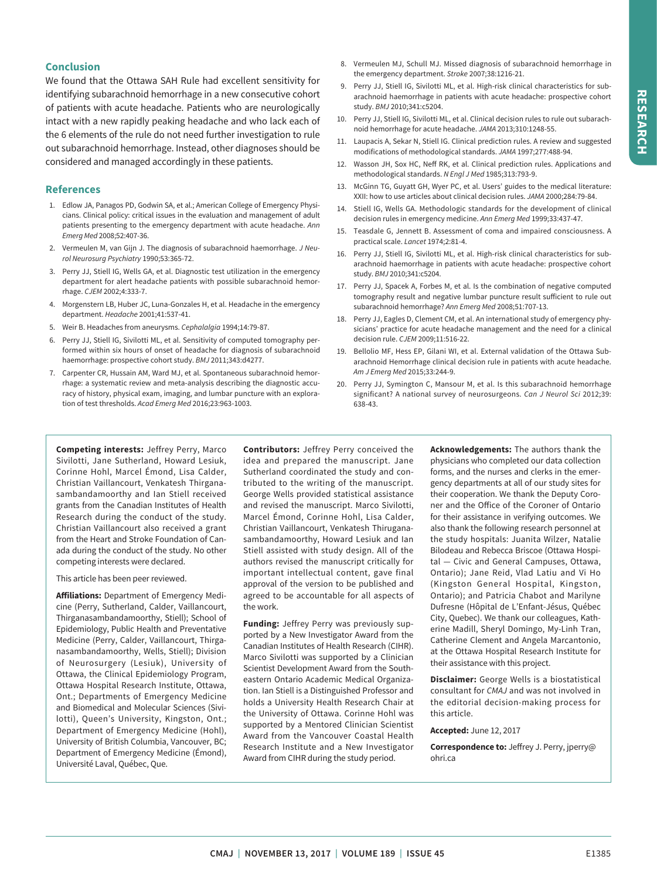## Conclusion

We found that the Ottawa SAH Rule had excellent sensitivity for identifying subarachnoid hemorrhage in a new consecutive cohort of patients with acute headache. Patients who are neurologically intact with a new rapidly peaking headache and who lack each of the 6 elements of the rule do not need further investigation to rule out subarachnoid hemorrhage. Instead, other diagnoses should be considered and managed accordingly in these patients.

## References

1. Edlow JA, Panagos PD, Godwin SA, et al.; American College of Emergency Physicians. Clinical policy: critical issues in the evaluation and management of adult patients presenting to the emergency department with acute headache. *Ann Emerg Med* 2008;52:407-36.
2. Vermeulen M, van Gijn J. The diagnosis of subarachnoid haemorrhage. *J Neurol Neurosurg Psychiatry* 1990;53:365-72.
3. Perry JJ, Stiell IG, Wells GA, et al. Diagnostic test utilization in the emergency department for alert headache patients with possible subarachnoid hemorrhage. *CJEM* 2002;4:333-7.
4. Morgenstern LB, Huber JC, Luna-Gonzales H, et al. Headache in the emergency department. *Headache* 2001;41:537-41.
5. Weir B. Headaches from aneurysms. *Cephalalgia* 1994;14:79-87.
6. Perry JJ, Stiell IG, Sivilotti ML, et al. Sensitivity of computed tomography performed within six hours of onset of headache for diagnosis of subarachnoid haemorrhage: prospective cohort study. *BMJ* 2011;343:d4277.
7. Carpenter CR, Hussain AM, Ward MJ, et al. Spontaneous subarachnoid hemorrhage: a systematic review and meta-analysis describing the diagnostic accuracy of history, physical exam, imaging, and lumbar puncture with an exploration of test thresholds. *Acad Emerg Med* 2016;23:963-1003.
8. Vermeulen MJ, Schull MJ. Missed diagnosis of subarachnoid hemorrhage in the emergency department. *Stroke* 2007;38:1216-21.
9. Perry JJ, Stiell IG, Sivilotti ML, et al. High-risk clinical characteristics for subarachnoid haemorrhage in patients with acute headache: prospective cohort study. *BMJ* 2010;341:c5204.
10. Perry JJ, Stiell IG, Sivilotti ML, et al. Clinical decision rules to rule out subarachnoid hemorrhage for acute headache. *JAMA* 2013;310:1248-55.
11. Laupacis A, Sekar N, Stiell IG. Clinical prediction rules. A review and suggested modifications of methodological standards. *JAMA* 1997;277:488-94.
12. Wasson JH, Sox HC, Neff RK, et al. Clinical prediction rules. Applications and methodological standards. *N Engl J Med* 1985;313:793-9.
13. McGinn TG, Guyatt GH, Wyer PC, et al. Users' guides to the medical literature: XXII: how to use articles about clinical decision rules. *JAMA* 2000;284:79-84.
14. Stiell IG, Wells GA. Methodologic standards for the development of clinical decision rules in emergency medicine. *Ann Emerg Med* 1999;33:437-47.
15. Teasdale G, Jennett B. Assessment of coma and impaired consciousness. A practical scale. *Lancet* 1974;2:81-4.
16. Perry JJ, Stiell IG, Sivilotti ML, et al. High-risk clinical characteristics for subarachnoid haemorrhage in patients with acute headache: prospective cohort study. *BMJ* 2010;341:c5204.
17. Perry JJ, Spacek A, Forbes M, et al. Is the combination of negative computed tomography result and negative lumbar puncture result sufficient to rule out subarachnoid hemorrhage? *Ann Emerg Med* 2008;51:707-13.
18. Perry JJ, Eagles D, Clement CM, et al. An international study of emergency physicians' practice for acute headache management and the need for a clinical decision rule. *CJEM* 2009;11:516-22.
19. Bellolio MF, Hess EP, Gilani WI, et al. External validation of the Ottawa Subarachnoid Hemorrhage clinical decision rule in patients with acute headache. *Am J Emerg Med* 2015;33:244-9.
20. Perry JJ, Symington C, Mansour M, et al. Is this subarachnoid hemorrhage significant? A national survey of neurosurgeons. *Can J Neurol Sci* 2012;39: 638-43.

**Competing interests:** Jeffrey Perry, Marco Sivilotti, Jane Sutherland, Howard Lesiuk, Corinne Hohl, Marcel Émond, Lisa Calder, Christian Vaillancourt, Venkatesh Thirganasambandamoorthy and Ian Stiell received grants from the Canadian Institutes of Health Research during the conduct of the study. Christian Vaillancourt also received a grant from the Heart and Stroke Foundation of Canada during the conduct of the study. No other competing interests were declared.

This article has been peer reviewed.

**Affiliations:** Department of Emergency Medicine (Perry, Sutherland, Calder, Vaillancourt, Thirganasambandamoorthy, Stiell); School of Epidemiology, Public Health and Preventative Medicine (Perry, Calder, Vaillancourt, Thirganasambandamoorthy, Wells, Stiell); Division of Neurosurgery (Lesiuk), University of Ottawa, the Clinical Epidemiology Program, Ottawa Hospital Research Institute, Ottawa, Ont.; Departments of Emergency Medicine and Biomedical and Molecular Sciences (Sivilotti), Queen's University, Kingston, Ont.; Department of Emergency Medicine (Hohl), University of British Columbia, Vancouver, BC; Department of Emergency Medicine (Émond), Université Laval, Québec, Que.

**Contributors:** Jeffrey Perry conceived the idea and prepared the manuscript. Jane Sutherland coordinated the study and contributed to the writing of the manuscript. George Wells provided statistical assistance and revised the manuscript. Marco Sivilotti, Marcel Émond, Corinne Hohl, Lisa Calder, Christian Vaillancourt, Venkatesh Thiruganasambandamoorthy, Howard Lesiuk and Ian Stiell assisted with study design. All of the authors revised the manuscript critically for important intellectual content, gave final approval of the version to be published and agreed to be accountable for all aspects of the work.

**Funding:** Jeffrey Perry was previously supported by a New Investigator Award from the Canadian Institutes of Health Research (CIHR). Marco Sivilotti was supported by a Clinician Scientist Development Award from the Southeastern Ontario Academic Medical Organization. Ian Stiell is a Distinguished Professor and holds a University Health Research Chair at the University of Ottawa. Corinne Hohl was supported by a Mentored Clinician Scientist Award from the Vancouver Coastal Health Research Institute and a New Investigator Award from CIHR during the study period.

**Acknowledgements:** The authors thank the physicians who completed our data collection forms, and the nurses and clerks in the emergency departments at all of our study sites for their cooperation. We thank the Deputy Coroner and the Office of the Coroner of Ontario for their assistance in verifying outcomes. We also thank the following research personnel at the study hospitals: Juanita Wilzer, Natalie Bilodeau and Rebecca Briscoe (Ottawa Hospital — Civic and General Campuses, Ottawa, Ontario); Jane Reid, Vlad Latiu and Vi Ho (Kingston General Hospital, Kingston, Ontario); and Patricia Chabot and Marilyne Dufresne (Hôpital de L'Enfant-Jésus, Québec City, Quebec). We thank our colleagues, Katherine Madill, Sheryl Domingo, My-Linh Tran, Catherine Clement and Angela Marcantonio, at the Ottawa Hospital Research Institute for their assistance with this project.

**Disclaimer:** George Wells is a biostatistical consultant for *CMAJ* and was not involved in the editorial decision-making process for this article.

**Accepted:** June 12, 2017

**Correspondence to:** Jeffrey J. Perry, jperry@ohri.ca